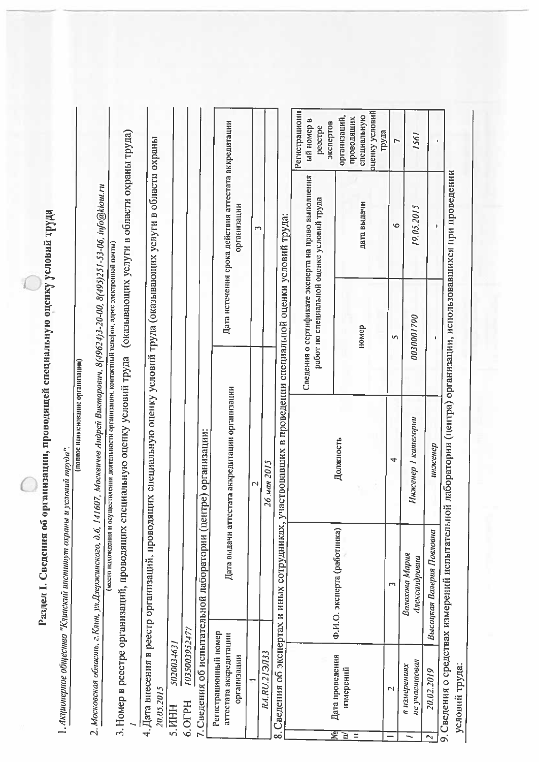# Раздел I. Сведения об организации, проводящей специальную оценку условий труда

1. *Акционерное общество "Клинский институт охраны и условий труда".*

(полное наименование организации)

2. *Московская область, г.Клин, ул.Дзержинского, д.6, 141607, Москвичев Андрей Викторович, 8(49624)3-20-00, 8(495)251-53-06, info@kiout.ru*

(место нахождения и осуществления деятельности организации, контактный телефон, адрес электронной почты)

3. Номер в реестре организаций, проводящих специальную оценку условий труда (оказывающих услуги в области охраны труда)

*1*

4. Дата внесения в реестр организаций, проводящих специальную оценку условий труда (оказывающих услуги в области охраны труда)

*20.05.2015*

5. ИНН *5020034631*

6. ОГРН *1035003952477*

7. Сведения об испытательной лаборатории (центре) организации:

| Регистрационный номер аттестата аккредитации организации | Дата выдачи аттестата аккредитации организации | Дата истечения срока действия аттестата аккредитации организации |
|---|---|---|
| 1 | 2 | 3 |
| *RA.RU.21ЭЛ33* | *26 мая 2015* | |

8. Сведения об экспертах и иных сотрудниках, участвовавших в проведении специальной оценки условий труда:

| № п/п | Дата проведения измерений | Ф.И.О. эксперта (работника) | Должность | Сведения о сертификате эксперта на право выполнения работ по специальной оценке условий труда | | Регистрационный номер в реестре экспертов организаций, проводящих специальную оценку условий труда |
|---|---|---|---|---|---|---|
| | | | | номер | дата выдачи | |
| 1 | 2 | 3 | 4 | 5 | 6 | 7 |
| *1* | *в измерениях не участвовал* | *Волохова Мария Александровна* | *Инженер I категории* | *0030001790* | *19.05.2015* | *1561* |
| *2* | *20.02.2019* | *Высоцкая Валерия Павловна* | *инженер* | - | - | - |

9. Сведения о средствах измерений испытательной лаборатории (центра) организации, использовавшихся при проведении специальной оценки условий труда: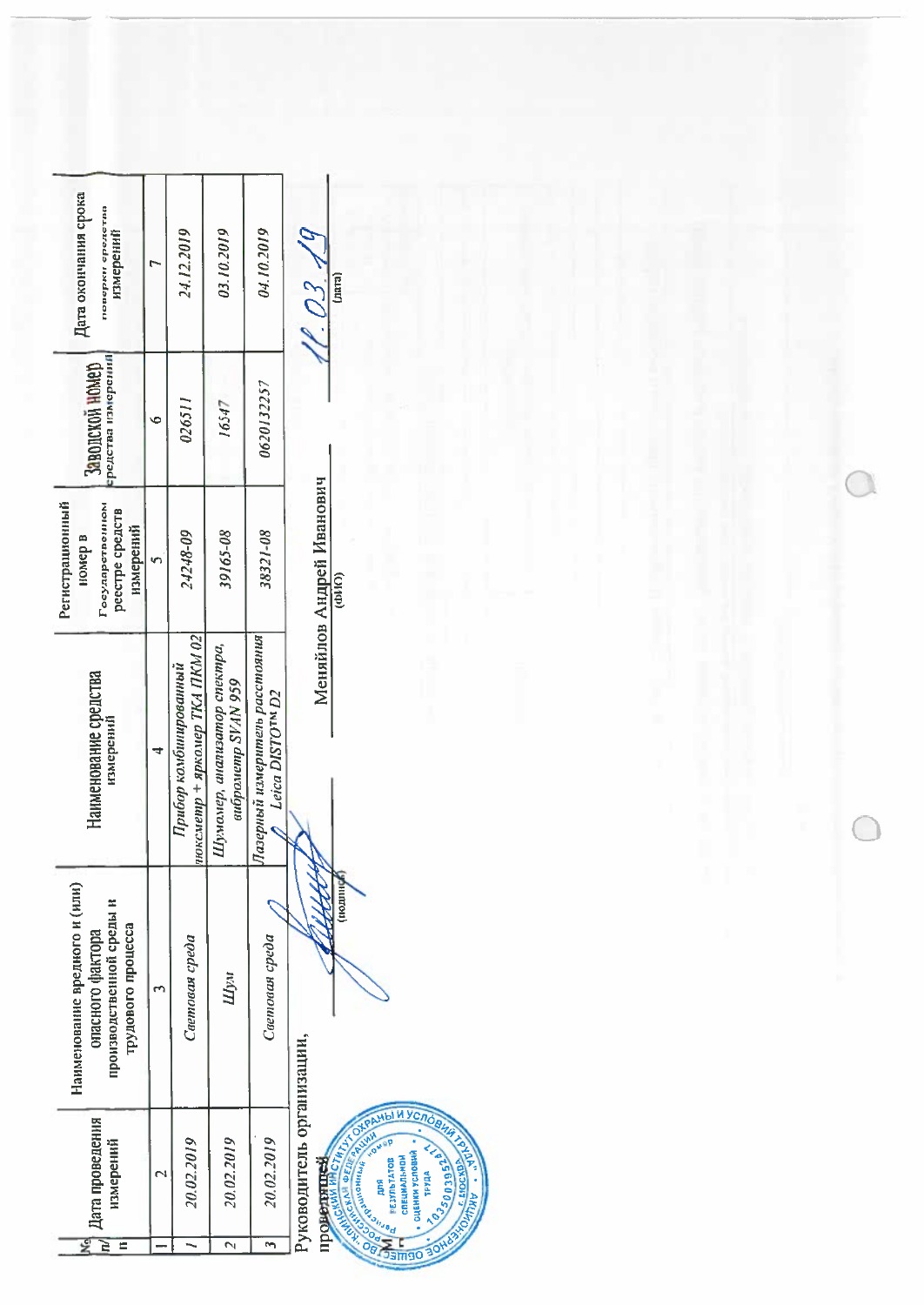| № п/п | Дата проведения измерений | Наименование вредного и (или) опасного фактора производственной среды и трудового процесса | Наименование средства измерений | Регистрационный номер в Государственном реестре средств измерений | Заводской номер средства измерений | Дата окончания срока поверки средства измерений |
|---|---|---|---|---|---|---|
| 1 | 2 | 3 | 4 | 5 | 6 | 7 |
| 1 | 20.02.2019 | Световая среда | Прибор комбинированный люксметр + яркомер ТКА ПКМ 02 | 24248-09 | 026511 | 24.12.2019 |
| 2 | 20.02.2019 | Шум | Шумомер, анализатор спектра, виброметр SVAN 959 | 39165-08 | 16547 | 03.10.2019 |
| 3 | 20.02.2019 | Световая среда | Лазерный измеритель расстояния Leica DISTO™ D2 | 38321-08 | 0620132257 | 04.10.2019 |

Руководитель организации, проводившей

_____________ (подпись) Меняйлов Андрей Иванович (ФИО) 11.03.19 (дата)

М.П.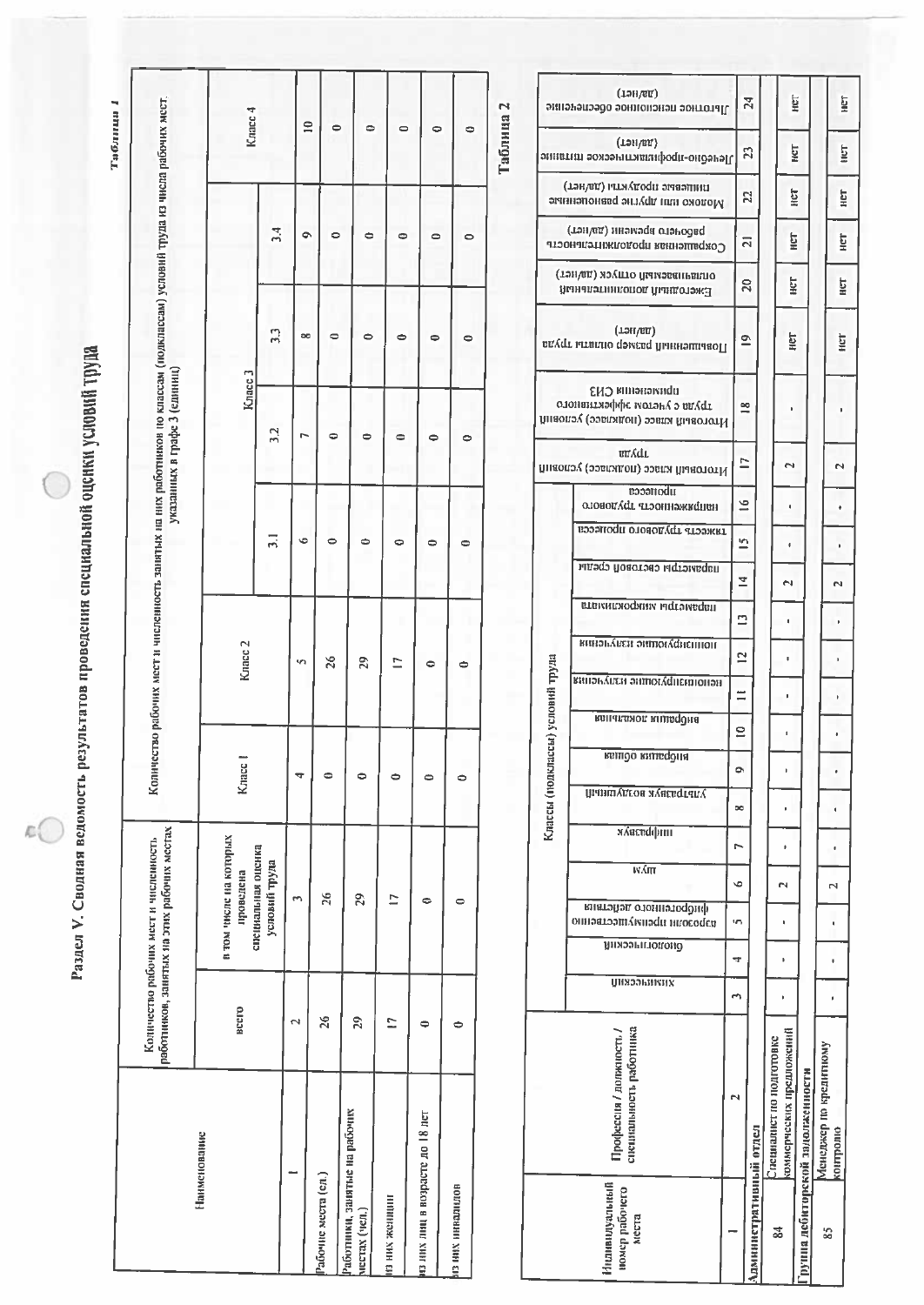# Раздел V. Сводная ведомость результатов проведения специальной оценки условий труда

Таблица 1

| Наименование | Количество рабочих мест и численность работников, занятых на этих рабочих местах | | Количество рабочих мест и численность занятых на них работников по классам (подклассам) условий труда из числа рабочих мест, указанных в графе 3 (единиц) | | | | | | |
|---|---|---|---|---|---|---|---|---|---|
| | всего | в том числе на которых проведена специальная оценка условий труда | Класс 1 | Класс 2 | Класс 3 | | | | Класс 4 |
| | | | | | 3.1 | 3.2 | 3.3 | 3.4 | |
| 1 | 2 | 3 | 4 | 5 | 6 | 7 | 8 | 9 | 10 |
| Рабочие места (ед.) | 26 | 26 | 0 | 26 | 0 | 0 | 0 | 0 | 0 |
| Работники, занятые на рабочих местах (чел.) | 29 | 29 | 0 | 29 | 0 | 0 | 0 | 0 | 0 |
| из них женщин | 17 | 17 | 0 | 17 | 0 | 0 | 0 | 0 | 0 |
| из них лиц в возрасте до 18 лет | 0 | 0 | 0 | 0 | 0 | 0 | 0 | 0 | 0 |
| из них инвалидов | 0 | 0 | 0 | 0 | 0 | 0 | 0 | 0 | 0 |

Таблица 2

| Индивидуальный номер рабочего места | Профессия / должность / специальность работника | Классы (подклассы) условий труда | | | | | | | | | | | | | | Итоговый класс (подкласс) условий труда | Итоговый класс (подкласс) условий труда с учетом эффективного применения СИЗ | Повышенный размер оплаты труда (да/нет) | Ежегодный дополнительный оплачиваемый отпуск (да/нет) | Сокращенная продолжительность рабочего времени (да/нет) | Молоко или другие равноценные пищевые продукты (да/нет) | Лечебно-профилактическое питание (да/нет) | Льготное пенсионное обеспечение (да/нет) |
|---|---|---|---|---|---|---|---|---|---|---|---|---|---|---|---|---|---|---|---|---|---|---|---|
| | | химический | биологический | аэрозоли преимущественно фиброгенного действия | шум | инфразвук | ультразвук воздушный | вибрация общая | вибрация локальная | неионизирующие излучения | ионизирующие излучения | параметры микроклимата | параметры световой среды | тяжесть трудового процесса | напряженность трудового процесса | | | | | | | | |
| 1 | 2 | 3 | 4 | 5 | 6 | 7 | 8 | 9 | 10 | 11 | 12 | 13 | 14 | 15 | 16 | 17 | 18 | 19 | 20 | 21 | 22 | 23 | 24 |
| Административный отдел | | | | | | | | | | | | | | | | | | | | | | | |
| 84 | Специалист по подготовке коммерческих предложений | - | - | - | 2 | - | - | - | - | - | - | - | 2 | - | - | 2 | - | нет | нет | нет | нет | нет | нет |
| Группа дебиторской задолженности | | | | | | | | | | | | | | | | | | | | | | | |
| 85 | Менеджер по кредитному контролю | - | - | - | 2 | - | - | - | - | - | - | - | 2 | - | - | 2 | - | нет | нет | нет | нет | нет | нет |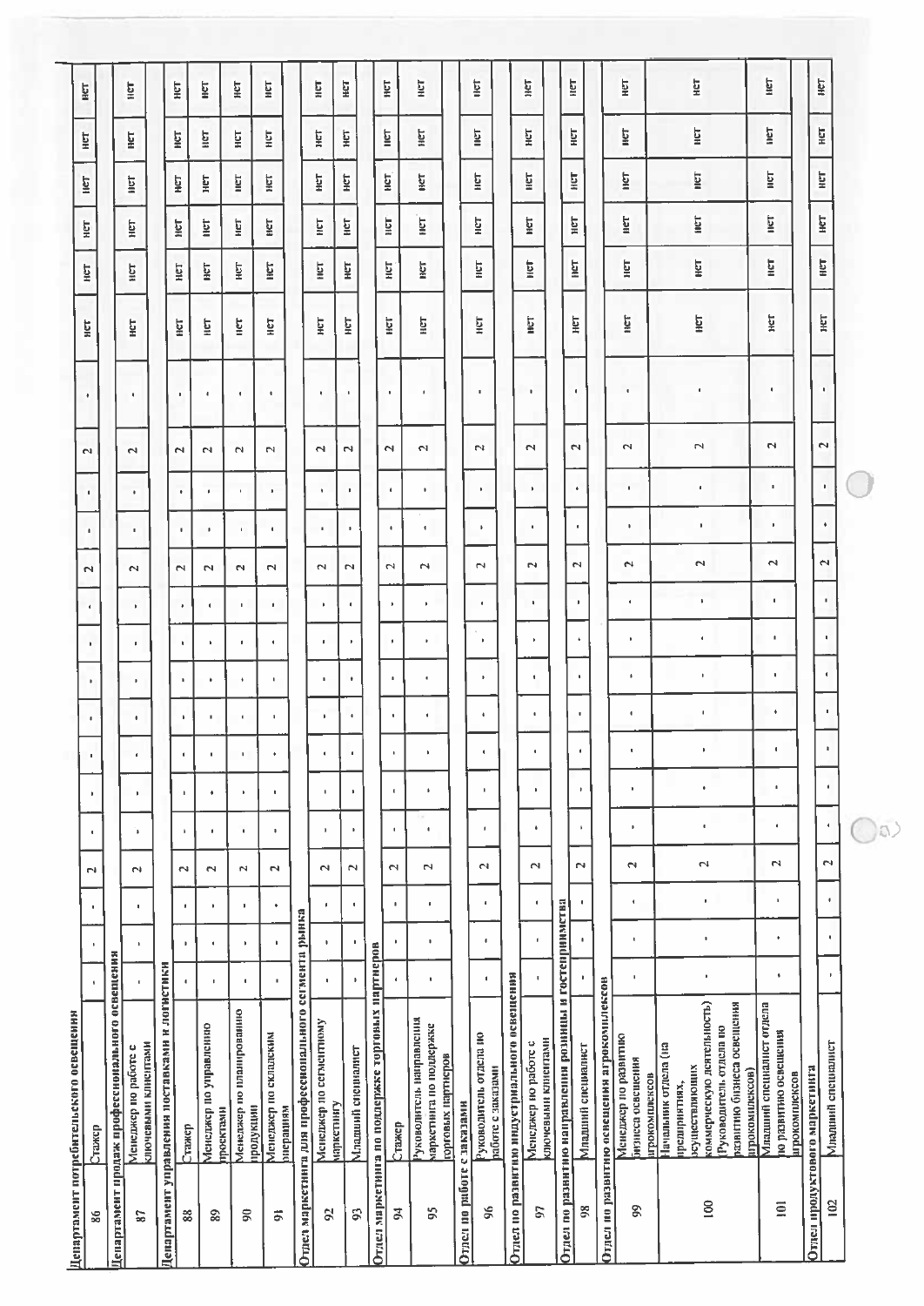| | | | | | | | | | | | | | | | | | | | | | | |
|---|---|---|---|---|---|---|---|---|---|---|---|---|---|---|---|---|---|---|---|---|---|---|
| **Департамент потребительского освещения** | | | | | | | | | | | | | | | | | | | | | | |
| 86 | Стажер | - | - | - | 2 | - | - | - | - | - | - | 2 | - | - | 2 | - | нет | нет | нет | нет | нет | нет |
| **Департамент продаж профессионального освещения** | | | | | | | | | | | | | | | | | | | | | | |
| 87 | Менеджер по работе с ключевыми клиентами | - | - | - | 2 | - | - | - | - | - | - | 2 | - | - | 2 | - | нет | нет | нет | нет | нет | нет |
| **Департамент управления поставками и логистики** | | | | | | | | | | | | | | | | | | | | | | |
| 88 | Стажер | - | - | - | 2 | - | - | - | - | - | - | 2 | - | - | 2 | - | нет | нет | нет | нет | нет | нет |
| 89 | Менеджер по управлению проектами | - | - | - | 2 | - | - | - | - | - | - | 2 | - | - | 2 | - | нет | нет | нет | нет | нет | нет |
| 90 | Менеджер по планированию продукции | - | - | - | 2 | - | - | - | - | - | - | 2 | - | - | 2 | - | нет | нет | нет | нет | нет | нет |
| 91 | Менеджер по складским операциям | - | - | - | 2 | - | - | - | - | - | - | 2 | - | - | 2 | - | нет | нет | нет | нет | нет | нет |
| **Отдел маркетинга для профессионального сегмента рынка** | | | | | | | | | | | | | | | | | | | | | | |
| 92 | Менеджер по сегментному маркетингу | - | - | - | 2 | - | - | - | - | - | - | 2 | - | - | 2 | - | нет | нет | нет | нет | нет | нет |
| 93 | Младший специалист | - | - | - | 2 | - | - | - | - | - | - | 2 | - | - | 2 | - | нет | нет | нет | нет | нет | нет |
| **Отдел маркетинга по поддержке торговых партнеров** | | | | | | | | | | | | | | | | | | | | | | |
| 94 | Стажер | - | - | - | 2 | - | - | - | - | - | - | 2 | - | - | 2 | - | нет | нет | нет | нет | нет | нет |
| 95 | Руководитель направления маркетинга по поддержке торговых партнеров | - | - | - | 2 | - | - | - | - | - | - | 2 | - | - | 2 | - | нет | нет | нет | нет | нет | нет |
| **Отдел по работе с заказами** | | | | | | | | | | | | | | | | | | | | | | |
| 96 | Руководитель отдела по работе с заказами | - | - | - | 2 | - | - | - | - | - | - | 2 | - | - | 2 | - | нет | нет | нет | нет | нет | нет |
| **Отдел по развитию индустриального освещения** | | | | | | | | | | | | | | | | | | | | | | |
| 97 | Менеджер по работе с ключевыми клиентами | - | - | - | 2 | - | - | - | - | - | - | 2 | - | - | 2 | - | нет | нет | нет | нет | нет | нет |
| **Отдел по развитию направления розницы и гостеприимства** | | | | | | | | | | | | | | | | | | | | | | |
| 98 | Младший специалист | - | - | - | 2 | - | - | - | - | - | - | 2 | - | - | 2 | - | нет | нет | нет | нет | нет | нет |
| **Отдел по развитию освещения агрокомплексов** | | | | | | | | | | | | | | | | | | | | | | |
| 99 | Менеджер по развитию бизнеса освещения агрокомплексов | - | - | - | 2 | - | - | - | - | - | - | 2 | - | - | 2 | - | нет | нет | нет | нет | нет | нет |
| 100 | Начальник отдела (на предприятиях, осуществляющих коммерческую деятельность) Руководитель отдела по развитию бизнеса освещения агрокомплексов) | - | - | - | 2 | - | - | - | - | - | - | 2 | - | - | 2 | - | нет | нет | нет | нет | нет | нет |
| 101 | Младший специалист отдела по развитию освещения агрокомплексов | - | - | - | 2 | - | - | - | - | - | - | 2 | - | - | 2 | - | нет | нет | нет | нет | нет | нет |
| **Отдел продуктового маркетинга** | | | | | | | | | | | | | | | | | | | | | | |
| 102 | Младший специалист | - | - | - | 2 | - | - | - | - | - | - | 2 | - | - | 2 | - | нет | нет | нет | нет | нет | нет |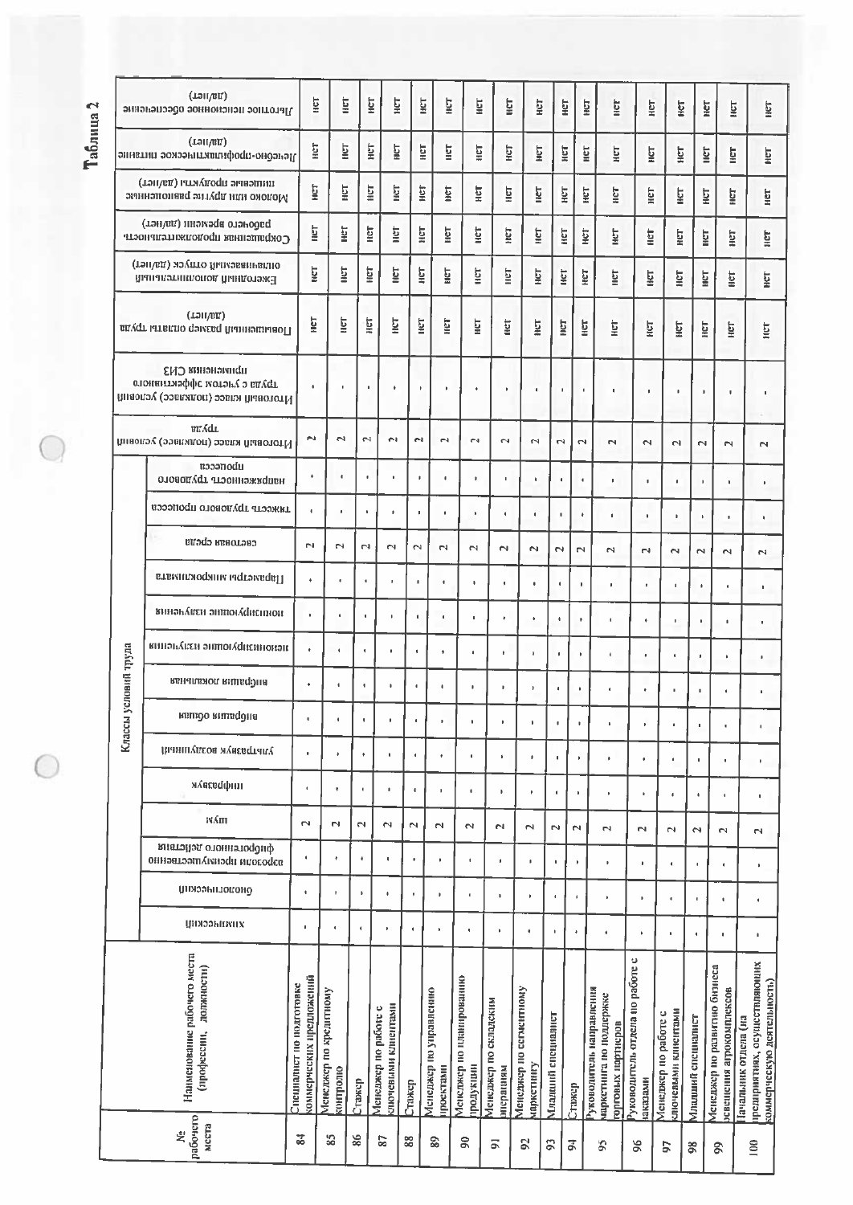Таблица 2

| № рабочего места | Наименование рабочего места (профессии, должности) | Классы условий труда | | | | | | | | | | | | | | Итоговый класс (подкласс) условий труда | Итоговый класс (подкласс) условий труда с учетом эффективного применения СИЗ | Повышенный размер оплаты труда (да/нет) | Ежегодный дополнительный оплачиваемый отпуск (да/нет) | Сокращенная продолжительность рабочего времени (да/нет) | Молоко или другие равноценные пищевые продукты (да/нет) | Лечебно-профилактическое питание (да/нет) | Льготное пенсионное обеспечение (да/нет) |
|---|---|---|---|---|---|---|---|---|---|---|---|---|---|---|---|---|---|---|---|---|---|---|---|
| | | химический | биологический | аэрозоли преимущественно фиброгенного действия | шум | инфразвук | ультразвук воздушный | вибрация общая | вибрация локальная | неионизирующие излучения | ионизирующие излучения | параметры микроклимата | световая среда | тяжесть трудового процесса | напряженность трудового процесса | | | | | | | | |
| 84 | Специалист по подготовке коммерческих предложений | - | - | - | 2 | - | - | - | - | - | - | - | 2 | - | - | 2 | - | нет | нет | нет | нет | нет | нет |
| 85 | Менеджер по кредитному контролю | - | - | - | 2 | - | - | - | - | - | - | - | 2 | - | - | 2 | - | нет | нет | нет | нет | нет | нет |
| 86 | Стажер | - | - | - | 2 | - | - | - | - | - | - | - | 2 | - | - | 2 | - | нет | нет | нет | нет | нет | нет |
| 87 | Менеджер по работе с ключевыми клиентами | - | - | - | 2 | - | - | - | - | - | - | - | 2 | - | - | 2 | - | нет | нет | нет | нет | нет | нет |
| 88 | Стажер | - | - | - | 2 | - | - | - | - | - | - | - | 2 | - | - | 2 | - | нет | нет | нет | нет | нет | нет |
| 89 | Менеджер по управлению проектами | - | - | - | 2 | - | - | - | - | - | - | - | 2 | - | - | 2 | - | нет | нет | нет | нет | нет | нет |
| 90 | Менеджер по планированию продукции | - | - | - | 2 | - | - | - | - | - | - | - | 2 | - | - | 2 | - | нет | нет | нет | нет | нет | нет |
| 91 | Менеджер по складским операциям | - | - | - | 2 | - | - | - | - | - | - | - | 2 | - | - | 2 | - | нет | нет | нет | нет | нет | нет |
| 92 | Менеджер по сегментному маркетингу | - | - | - | 2 | - | - | - | - | - | - | - | 2 | - | - | 2 | - | нет | нет | нет | нет | нет | нет |
| 93 | Младший специалист | - | - | - | 2 | - | - | - | - | - | - | - | 2 | - | - | 2 | - | нет | нет | нет | нет | нет | нет |
| 94 | Стажер | - | - | - | 2 | - | - | - | - | - | - | - | 2 | - | - | 2 | - | нет | нет | нет | нет | нет | нет |
| 95 | Руководитель направления маркетинга по поддержке торговых партнеров | - | - | - | 2 | - | - | - | - | - | - | - | 2 | - | - | 2 | - | нет | нет | нет | нет | нет | нет |
| 96 | Руководитель отдела по работе с заказами | - | - | - | 2 | - | - | - | - | - | - | - | 2 | - | - | 2 | - | нет | нет | нет | нет | нет | нет |
| 97 | Менеджер по работе с ключевыми клиентами | - | - | - | 2 | - | - | - | - | - | - | - | 2 | - | - | 2 | - | нет | нет | нет | нет | нет | нет |
| 98 | Младший специалист | - | - | - | 2 | - | - | - | - | - | - | - | 2 | - | - | 2 | - | нет | нет | нет | нет | нет | нет |
| 99 | Менеджер по развитию бизнеса освещения агрокомплексов | - | - | - | 2 | - | - | - | - | - | - | - | 2 | - | - | 2 | - | нет | нет | нет | нет | нет | нет |
| 100 | Начальник отдела (на предприятиях, осуществляющих коммерческую деятельность) | - | - | - | 2 | - | - | - | - | - | - | - | 2 | - | - | 2 | - | нет | нет | нет | нет | нет | нет |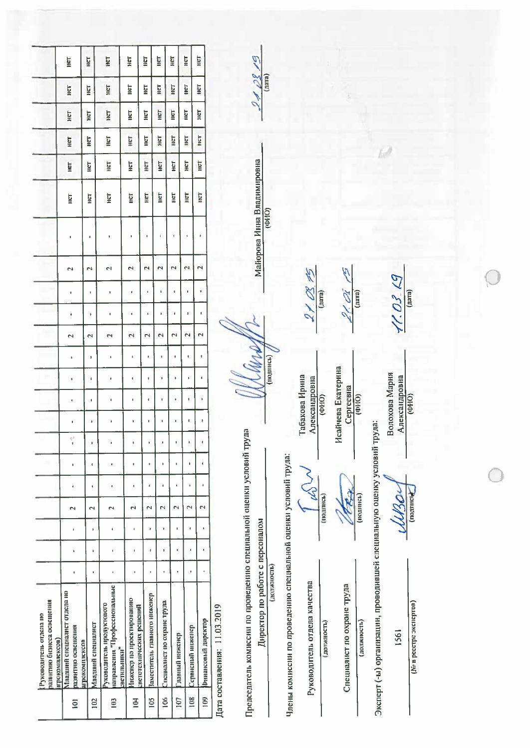| | | | | | | | | | | | | | | | | | | | | | | | |
|---|---|---|---|---|---|---|---|---|---|---|---|---|---|---|---|---|---|---|---|---|---|---|---|
| | Руководитель отдела по развитию бизнеса освещения агрокомплексов | | | | | | | | | | | | | | | | | | | | | | |
| 101 | Младший специалист отдела по развитию освещения агрокомплексов | - | - | - | 2 | - | - | - | - | - | - | - | 2 | - | - | 2 | - | нет | нет | нет | нет | нет | нет |
| 102 | Младший специалист | - | - | - | 2 | - | - | - | - | - | - | - | 2 | - | - | 2 | - | нет | нет | нет | нет | нет | нет |
| 103 | Руководитель продуктового направления "Профессиональные светильники" | - | - | - | 2 | - | - | - | - | - | - | - | 2 | - | - | 2 | - | нет | нет | нет | нет | нет | нет |
| 104 | Инженер по проектированию светотехнических решений | - | - | - | 2 | - | - | - | - | - | - | - | 2 | - | - | 2 | - | нет | нет | нет | нет | нет | нет |
| 105 | Заместитель главного инженер | - | - | - | 2 | - | - | - | - | - | - | - | 2 | - | - | 2 | - | нет | нет | нет | нет | нет | нет |
| 106 | Специалист по охране труда | - | - | - | 2 | - | - | - | - | - | - | - | 2 | - | - | 2 | - | нет | нет | нет | нет | нет | нет |
| 107 | Главный инженер | - | - | - | 2 | - | - | - | - | - | - | - | 2 | - | - | 2 | - | нет | нет | нет | нет | нет | нет |
| 108 | Сервисный инженер | - | - | - | 2 | - | - | - | - | - | - | - | 2 | - | - | 2 | - | нет | нет | нет | нет | нет | нет |
| 109 | Финансовый директор | - | - | - | 2 | - | - | - | - | - | - | - | 2 | - | - | 2 | - | нет | нет | нет | нет | нет | нет |

Дата составления: 11.03.2019

Председатель комиссии по проведению специальной оценки условий труда

Директор по работе с персоналом (должность) — (подпись) — Майорова Инна Владимировна (ФИО) — 21.03.19 (дата)

Члены комиссии по проведению специальной оценки условий труда:

Руководитель отдела качества (должность) — (подпись) — Табакова Ирина Александровна (ФИО) — 21.03.19 (дата)

Специалист по охране труда (должность) — (подпись) — Исайчева Екатерина Сергеевна (ФИО) — 21.03.19 (дата)

Эксперт (-ы) организации, проводившей специальную оценку условий труда:

1561 (№ в реестре экспертов) — (подпись) — Волохова Мария Александровна (ФИО) — 11.03.19 (дата)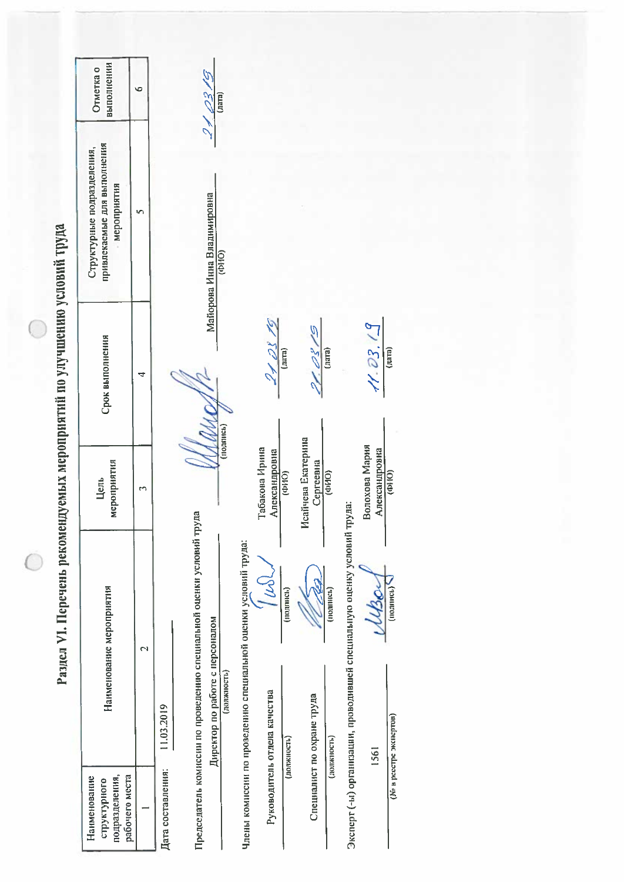# Раздел VI. Перечень рекомендуемых мероприятий по улучшению условий труда

| Наименование структурного подразделения, рабочего места | Наименование мероприятия | Цель мероприятия | Срок выполнения | Структурные подразделения, привлекаемые для выполнения мероприятия | Отметка о выполнении |
|---|---|---|---|---|---|
| 1 | 2 | 3 | 4 | 5 | 6 |

Дата составления: 11.03.2019

Председатель комиссии по проведению специальной оценки условий труда

Директор по работе с персоналом (должность) — (подпись) — Майорова Инна Владимировна (ФИО) — 21.03.19 (дата)

Члены комиссии по проведению специальной оценки условий труда:

Руководитель отдела качества (должность) — (подпись) — Табакова Ирина Александровна (ФИО) — 21.03.19 (дата)

Специалист по охране труда (должность) — (подпись) — Исайчева Екатерина Сергеевна (ФИО) — 21.03.19 (дата)

Эксперт (-ы) организации, проводившей специальную оценку условий труда:

1561 (№ в реестре экспертов) — (подпись) — Волохова Мария Александровна (ФИО) — 11.03.19 (дата)